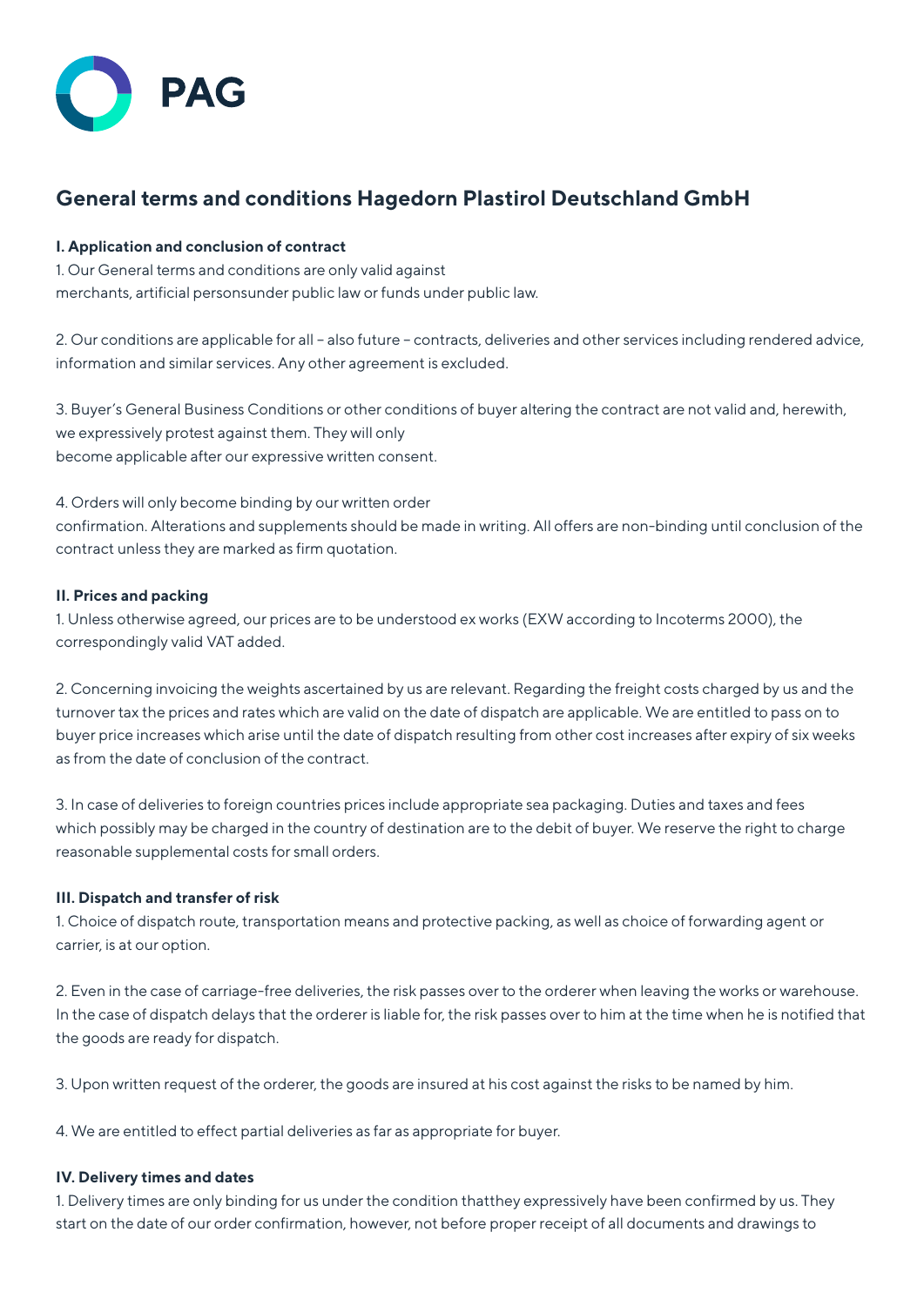PAG

## General terms and conditions Hagedorn Plastirol Deutschland GmbH

**I. Application and conclusion of contract**

1. Our General terms and conditions are only valid against merchants, artificial personsunder public law or funds under public law.

2. Our conditions are applicable for all – also future – contracts, deliveries and other services including rendered advice, information and similar services. Any other agreement is excluded.

3. Buyer's General Business Conditions or other conditions of buyer altering the contract are not valid and, herewith, we expressively protest against them. They will only become applicable after our expressive written consent.

4. Orders will only become binding by our written order confirmation. Alterations and supplements should be made in writing. All offers are non-binding until conclusion of the contract unless they are marked as firm quotation.

**II. Prices and packing**

1. Unless otherwise agreed, our prices are to be understood ex works (EXW according to Incoterms 2000), the correspondingly valid VAT added.

2. Concerning invoicing the weights ascertained by us are relevant. Regarding the freight costs charged by us and the turnover tax the prices and rates which are valid on the date of dispatch are applicable. We are entitled to pass on to buyer price increases which arise until the date of dispatch resulting from other cost increases after expiry of six weeks as from the date of conclusion of the contract.

3. In case of deliveries to foreign countries prices include appropriate sea packaging. Duties and taxes and fees which possibly may be charged in the country of destination are to the debit of buyer. We reserve the right to charge reasonable supplemental costs for small orders.

**III. Dispatch and transfer of risk**

1. Choice of dispatch route, transportation means and protective packing, as well as choice of forwarding agent or carrier, is at our option.

2. Even in the case of carriage-free deliveries, the risk passes over to the orderer when leaving the works or warehouse. In the case of dispatch delays that the orderer is liable for, the risk passes over to him at the time when he is notified that the goods are ready for dispatch.

3. Upon written request of the orderer, the goods are insured at his cost against the risks to be named by him.

4. We are entitled to effect partial deliveries as far as appropriate for buyer.

**IV. Delivery times and dates**

1. Delivery times are only binding for us under the condition thatthey expressively have been confirmed by us. They start on the date of our order confirmation, however, not before proper receipt of all documents and drawings to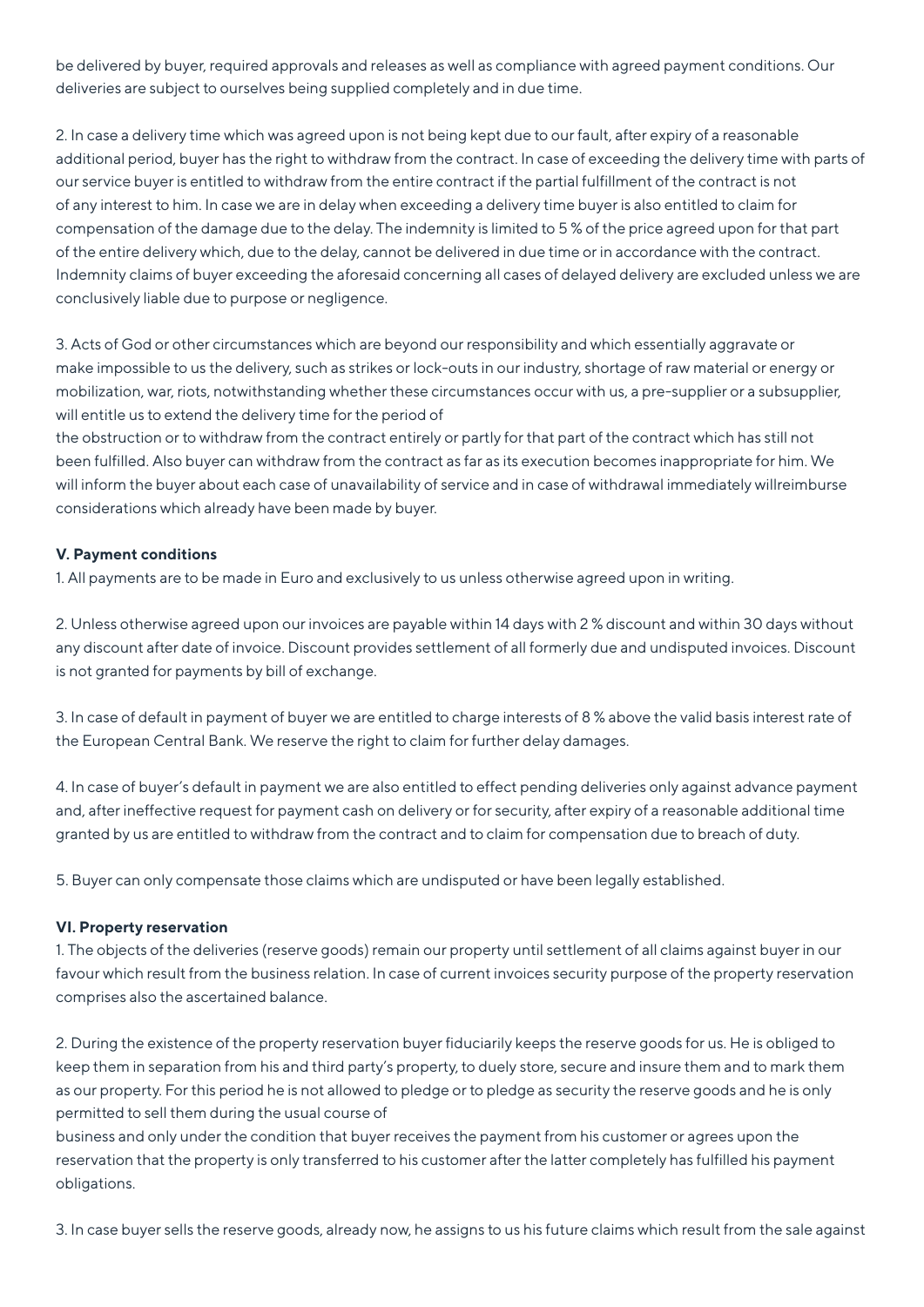be delivered by buyer, required approvals and releases as well as compliance with agreed payment conditions. Our deliveries are subject to ourselves being supplied completely and in due time.

2. In case a delivery time which was agreed upon is not being kept due to our fault, after expiry of a reasonable additional period, buyer has the right to withdraw from the contract. In case of exceeding the delivery time with parts of our service buyer is entitled to withdraw from the entire contract if the partial fulfillment of the contract is not of any interest to him. In case we are in delay when exceeding a delivery time buyer is also entitled to claim for compensation of the damage due to the delay. The indemnity is limited to 5 % of the price agreed upon for that part of the entire delivery which, due to the delay, cannot be delivered in due time or in accordance with the contract. Indemnity claims of buyer exceeding the aforesaid concerning all cases of delayed delivery are excluded unless we are conclusively liable due to purpose or negligence.

3. Acts of God or other circumstances which are beyond our responsibility and which essentially aggravate or make impossible to us the delivery, such as strikes or lock-outs in our industry, shortage of raw material or energy or mobilization, war, riots, notwithstanding whether these circumstances occur with us, a pre-supplier or a subsupplier, will entitle us to extend the delivery time for the period of the obstruction or to withdraw from the contract entirely or partly for that part of the contract which has still not been fulfilled. Also buyer can withdraw from the contract as far as its execution becomes inappropriate for him. We will inform the buyer about each case of unavailability of service and in case of withdrawal immediately willreimburse considerations which already have been made by buyer.

**V. Payment conditions**

1. All payments are to be made in Euro and exclusively to us unless otherwise agreed upon in writing.

2. Unless otherwise agreed upon our invoices are payable within 14 days with 2 % discount and within 30 days without any discount after date of invoice. Discount provides settlement of all formerly due and undisputed invoices. Discount is not granted for payments by bill of exchange.

3. In case of default in payment of buyer we are entitled to charge interests of 8 % above the valid basis interest rate of the European Central Bank. We reserve the right to claim for further delay damages.

4. In case of buyer's default in payment we are also entitled to effect pending deliveries only against advance payment and, after ineffective request for payment cash on delivery or for security, after expiry of a reasonable additional time granted by us are entitled to withdraw from the contract and to claim for compensation due to breach of duty.

5. Buyer can only compensate those claims which are undisputed or have been legally established.

**VI. Property reservation**

1. The objects of the deliveries (reserve goods) remain our property until settlement of all claims against buyer in our favour which result from the business relation. In case of current invoices security purpose of the property reservation comprises also the ascertained balance.

2. During the existence of the property reservation buyer fiduciarily keeps the reserve goods for us. He is obliged to keep them in separation from his and third party's property, to duely store, secure and insure them and to mark them as our property. For this period he is not allowed to pledge or to pledge as security the reserve goods and he is only permitted to sell them during the usual course of business and only under the condition that buyer receives the payment from his customer or agrees upon the reservation that the property is only transferred to his customer after the latter completely has fulfilled his payment obligations.

3. In case buyer sells the reserve goods, already now, he assigns to us his future claims which result from the sale against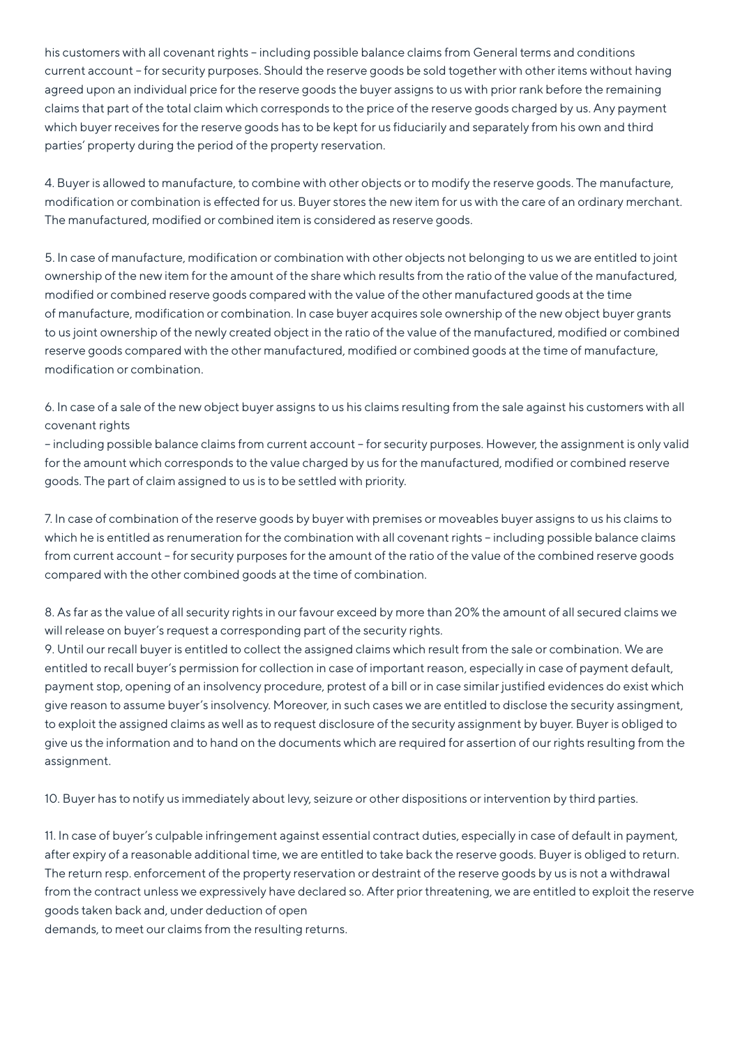his customers with all covenant rights – including possible balance claims from General terms and conditions current account – for security purposes. Should the reserve goods be sold together with other items without having agreed upon an individual price for the reserve goods the buyer assigns to us with prior rank before the remaining claims that part of the total claim which corresponds to the price of the reserve goods charged by us. Any payment which buyer receives for the reserve goods has to be kept for us fiduciarily and separately from his own and third parties' property during the period of the property reservation.

4. Buyer is allowed to manufacture, to combine with other objects or to modify the reserve goods. The manufacture, modification or combination is effected for us. Buyer stores the new item for us with the care of an ordinary merchant. The manufactured, modified or combined item is considered as reserve goods.

5. In case of manufacture, modification or combination with other objects not belonging to us we are entitled to joint ownership of the new item for the amount of the share which results from the ratio of the value of the manufactured, modified or combined reserve goods compared with the value of the other manufactured goods at the time of manufacture, modification or combination. In case buyer acquires sole ownership of the new object buyer grants to us joint ownership of the newly created object in the ratio of the value of the manufactured, modified or combined reserve goods compared with the other manufactured, modified or combined goods at the time of manufacture, modification or combination.

6. In case of a sale of the new object buyer assigns to us his claims resulting from the sale against his customers with all covenant rights
– including possible balance claims from current account – for security purposes. However, the assignment is only valid for the amount which corresponds to the value charged by us for the manufactured, modified or combined reserve goods. The part of claim assigned to us is to be settled with priority.

7. In case of combination of the reserve goods by buyer with premises or moveables buyer assigns to us his claims to which he is entitled as renumeration for the combination with all covenant rights – including possible balance claims from current account – for security purposes for the amount of the ratio of the value of the combined reserve goods compared with the other combined goods at the time of combination.

8. As far as the value of all security rights in our favour exceed by more than 20% the amount of all secured claims we will release on buyer's request a corresponding part of the security rights.
9. Until our recall buyer is entitled to collect the assigned claims which result from the sale or combination. We are entitled to recall buyer's permission for collection in case of important reason, especially in case of payment default, payment stop, opening of an insolvency procedure, protest of a bill or in case similar justified evidences do exist which give reason to assume buyer's insolvency. Moreover, in such cases we are entitled to disclose the security assingment, to exploit the assigned claims as well as to request disclosure of the security assignment by buyer. Buyer is obliged to give us the information and to hand on the documents which are required for assertion of our rights resulting from the assignment.

10. Buyer has to notify us immediately about levy, seizure or other dispositions or intervention by third parties.

11. In case of buyer's culpable infringement against essential contract duties, especially in case of default in payment, after expiry of a reasonable additional time, we are entitled to take back the reserve goods. Buyer is obliged to return. The return resp. enforcement of the property reservation or destraint of the reserve goods by us is not a withdrawal from the contract unless we expressively have declared so. After prior threatening, we are entitled to exploit the reserve goods taken back and, under deduction of open
demands, to meet our claims from the resulting returns.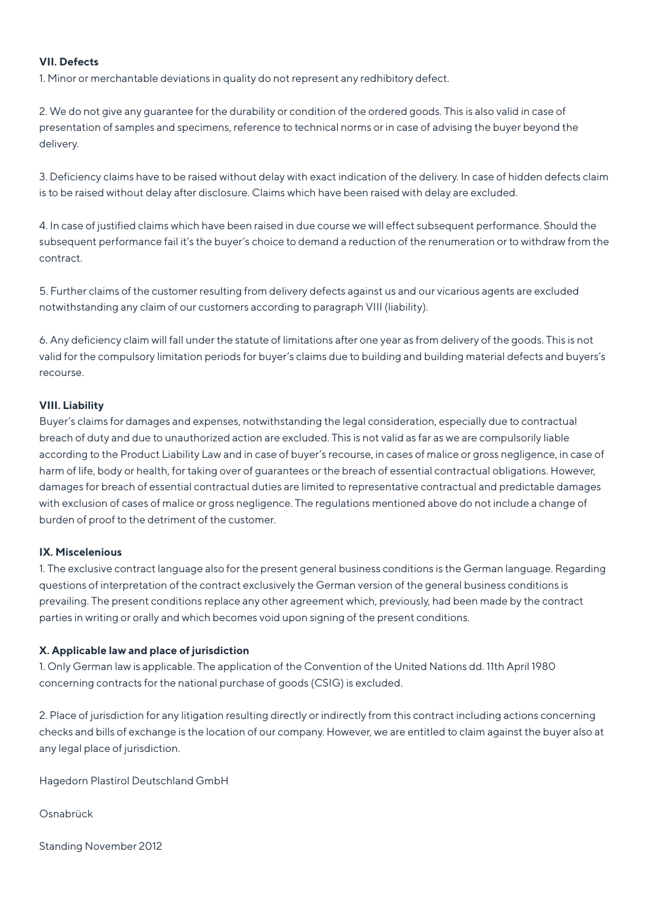**VII. Defects**

1. Minor or merchantable deviations in quality do not represent any redhibitory defect.

2. We do not give any guarantee for the durability or condition of the ordered goods. This is also valid in case of presentation of samples and specimens, reference to technical norms or in case of advising the buyer beyond the delivery.

3. Deficiency claims have to be raised without delay with exact indication of the delivery. In case of hidden defects claim is to be raised without delay after disclosure. Claims which have been raised with delay are excluded.

4. In case of justified claims which have been raised in due course we will effect subsequent performance. Should the subsequent performance fail it's the buyer's choice to demand a reduction of the renumeration or to withdraw from the contract.

5. Further claims of the customer resulting from delivery defects against us and our vicarious agents are excluded notwithstanding any claim of our customers according to paragraph VIII (liability).

6. Any deficiency claim will fall under the statute of limitations after one year as from delivery of the goods. This is not valid for the compulsory limitation periods for buyer's claims due to building and building material defects and buyers's recourse.

**VIII. Liability**

Buyer's claims for damages and expenses, notwithstanding the legal consideration, especially due to contractual breach of duty and due to unauthorized action are excluded. This is not valid as far as we are compulsorily liable according to the Product Liability Law and in case of buyer's recourse, in cases of malice or gross negligence, in case of harm of life, body or health, for taking over of guarantees or the breach of essential contractual obligations. However, damages for breach of essential contractual duties are limited to representative contractual and predictable damages with exclusion of cases of malice or gross negligence. The regulations mentioned above do not include a change of burden of proof to the detriment of the customer.

**IX. Miscelenious**

1. The exclusive contract language also for the present general business conditions is the German language. Regarding questions of interpretation of the contract exclusively the German version of the general business conditions is prevailing. The present conditions replace any other agreement which, previously, had been made by the contract parties in writing or orally and which becomes void upon signing of the present conditions.

**X. Applicable law and place of jurisdiction**

1. Only German law is applicable. The application of the Convention of the United Nations dd. 11th April 1980 concerning contracts for the national purchase of goods (CSIG) is excluded.

2. Place of jurisdiction for any litigation resulting directly or indirectly from this contract including actions concerning checks and bills of exchange is the location of our company. However, we are entitled to claim against the buyer also at any legal place of jurisdiction.

Hagedorn Plastirol Deutschland GmbH

Osnabrück

Standing November 2012